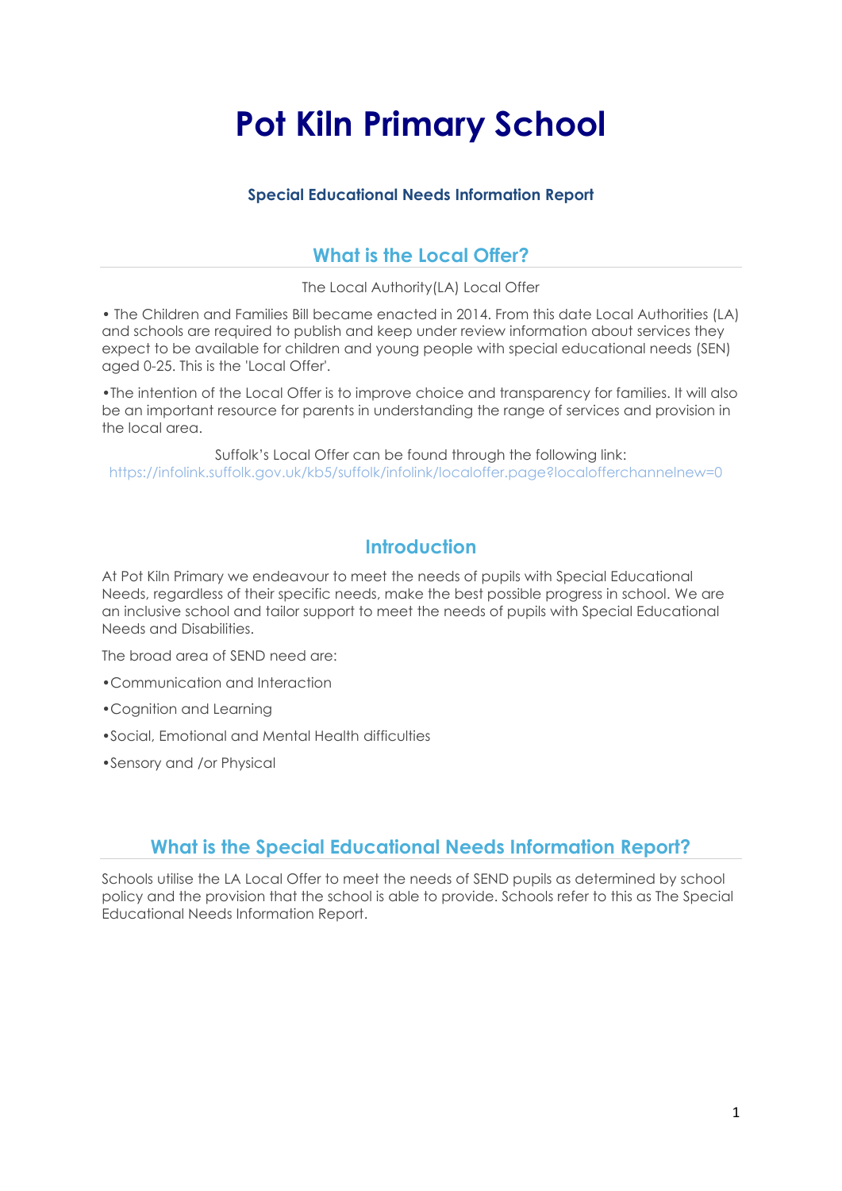# Pot Kiln Primary School

### Special Educational Needs Information Report

## What is the Local Offer?

The Local Authority(LA) Local Offer

• The Children and Families Bill became enacted in 2014. From this date Local Authorities (LA) and schools are required to publish and keep under review information about services they expect to be available for children and young people with special educational needs (SEN) aged 0-25. This is the 'Local Offer'.

•The intention of the Local Offer is to improve choice and transparency for families. It will also be an important resource for parents in understanding the range of services and provision in the local area.

Suffolk's Local Offer can be found through the following link: https://infolink.suffolk.gov.uk/kb5/suffolk/infolink/localoffer.page?localofferchannelnew=0

## Introduction

At Pot Kiln Primary we endeavour to meet the needs of pupils with Special Educational Needs, regardless of their specific needs, make the best possible progress in school. We are an inclusive school and tailor support to meet the needs of pupils with Special Educational Needs and Disabilities.

The broad area of SEND need are:

•Communication and Interaction

•Cognition and Learning

•Social, Emotional and Mental Health difficulties

•Sensory and /or Physical

## What is the Special Educational Needs Information Report?

Schools utilise the LA Local Offer to meet the needs of SEND pupils as determined by school policy and the provision that the school is able to provide. Schools refer to this as The Special Educational Needs Information Report.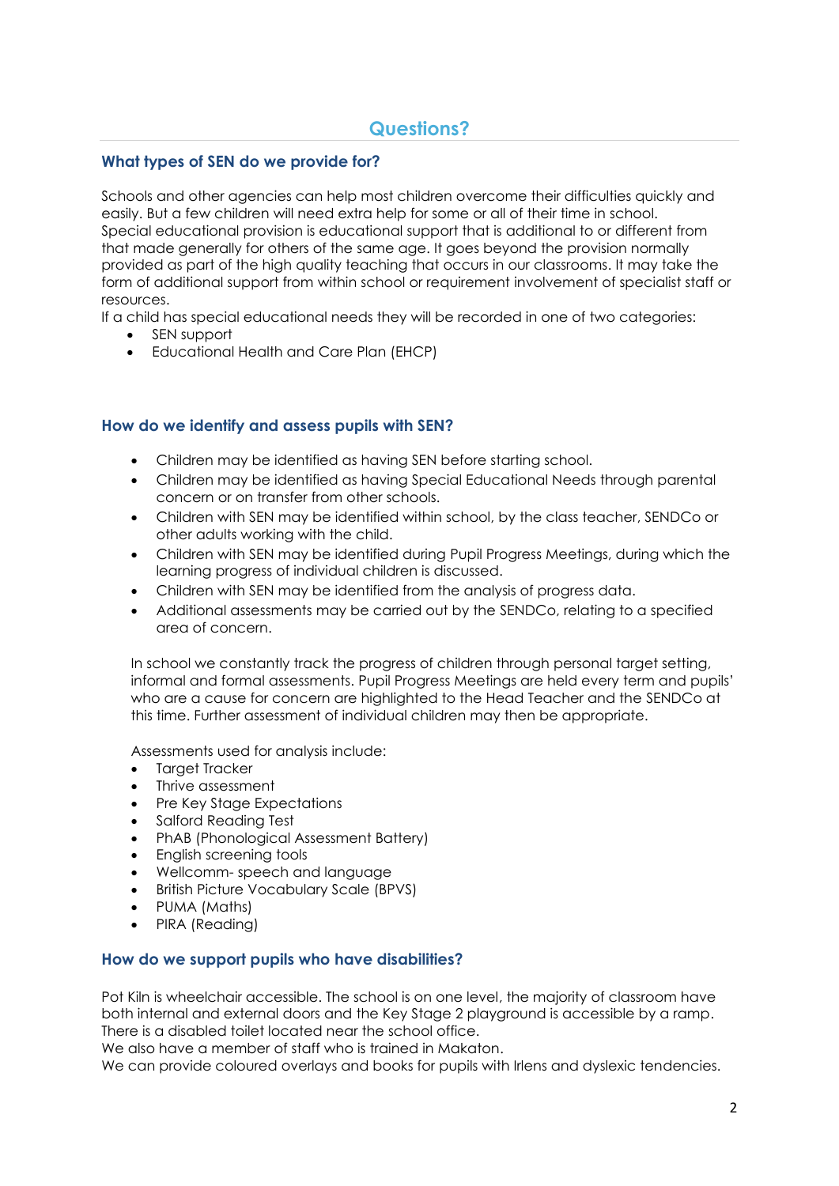## Questions?

### What types of SEN do we provide for?

Schools and other agencies can help most children overcome their difficulties quickly and easily. But a few children will need extra help for some or all of their time in school. Special educational provision is educational support that is additional to or different from that made generally for others of the same age. It goes beyond the provision normally provided as part of the high quality teaching that occurs in our classrooms. It may take the form of additional support from within school or requirement involvement of specialist staff or resources.
If a child has special educational needs they will be recorded in one of two categories:

- SEN support
- Educational Health and Care Plan (EHCP)

### How do we identify and assess pupils with SEN?

- Children may be identified as having SEN before starting school.
- Children may be identified as having Special Educational Needs through parental concern or on transfer from other schools.
- Children with SEN may be identified within school, by the class teacher, SENDCo or other adults working with the child.
- Children with SEN may be identified during Pupil Progress Meetings, during which the learning progress of individual children is discussed.
- Children with SEN may be identified from the analysis of progress data.
- Additional assessments may be carried out by the SENDCo, relating to a specified area of concern.

In school we constantly track the progress of children through personal target setting, informal and formal assessments. Pupil Progress Meetings are held every term and pupils' who are a cause for concern are highlighted to the Head Teacher and the SENDCo at this time. Further assessment of individual children may then be appropriate.

Assessments used for analysis include:

- Target Tracker
- Thrive assessment
- Pre Key Stage Expectations
- Salford Reading Test
- PhAB (Phonological Assessment Battery)
- English screening tools
- Wellcomm- speech and language
- British Picture Vocabulary Scale (BPVS)
- PUMA (Maths)
- PIRA (Reading)

### How do we support pupils who have disabilities?

Pot Kiln is wheelchair accessible. The school is on one level, the majority of classroom have both internal and external doors and the Key Stage 2 playground is accessible by a ramp. There is a disabled toilet located near the school office.
We also have a member of staff who is trained in Makaton.
We can provide coloured overlays and books for pupils with Irlens and dyslexic tendencies.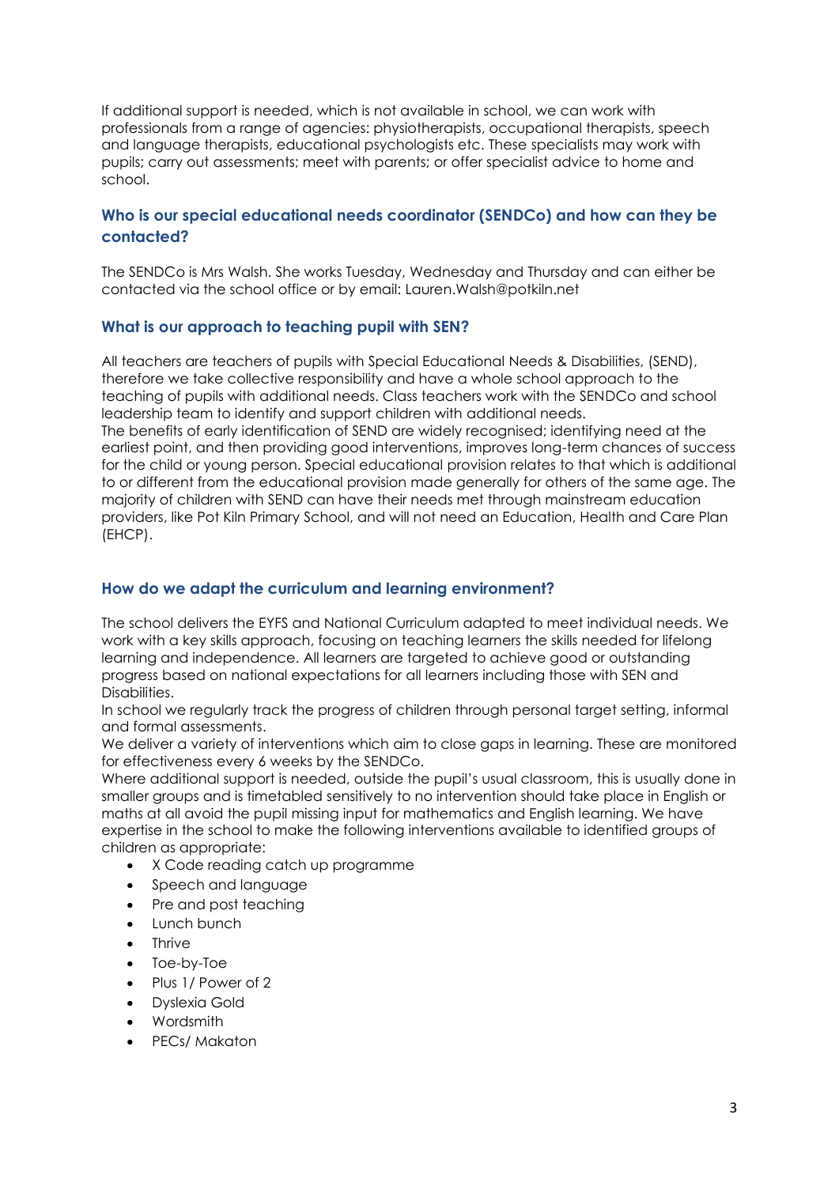If additional support is needed, which is not available in school, we can work with professionals from a range of agencies: physiotherapists, occupational therapists, speech and language therapists, educational psychologists etc. These specialists may work with pupils; carry out assessments; meet with parents; or offer specialist advice to home and school.

### Who is our special educational needs coordinator (SENDCo) and how can they be contacted?

The SENDCo is Mrs Walsh. She works Tuesday, Wednesday and Thursday and can either be contacted via the school office or by email: Lauren.Walsh@potkiln.net

### What is our approach to teaching pupil with SEN?

All teachers are teachers of pupils with Special Educational Needs & Disabilities, (SEND), therefore we take collective responsibility and have a whole school approach to the teaching of pupils with additional needs. Class teachers work with the SENDCo and school leadership team to identify and support children with additional needs.
The benefits of early identification of SEND are widely recognised; identifying need at the earliest point, and then providing good interventions, improves long-term chances of success for the child or young person. Special educational provision relates to that which is additional to or different from the educational provision made generally for others of the same age. The majority of children with SEND can have their needs met through mainstream education providers, like Pot Kiln Primary School, and will not need an Education, Health and Care Plan (EHCP).

### How do we adapt the curriculum and learning environment?

The school delivers the EYFS and National Curriculum adapted to meet individual needs. We work with a key skills approach, focusing on teaching learners the skills needed for lifelong learning and independence. All learners are targeted to achieve good or outstanding progress based on national expectations for all learners including those with SEN and Disabilities.
In school we regularly track the progress of children through personal target setting, informal and formal assessments.
We deliver a variety of interventions which aim to close gaps in learning. These are monitored for effectiveness every 6 weeks by the SENDCo.
Where additional support is needed, outside the pupil's usual classroom, this is usually done in smaller groups and is timetabled sensitively to no intervention should take place in English or maths at all avoid the pupil missing input for mathematics and English learning. We have expertise in the school to make the following interventions available to identified groups of children as appropriate:

- X Code reading catch up programme
- Speech and language
- Pre and post teaching
- Lunch bunch
- Thrive
- Toe-by-Toe
- Plus 1/ Power of 2
- Dyslexia Gold
- Wordsmith
- PECs/ Makaton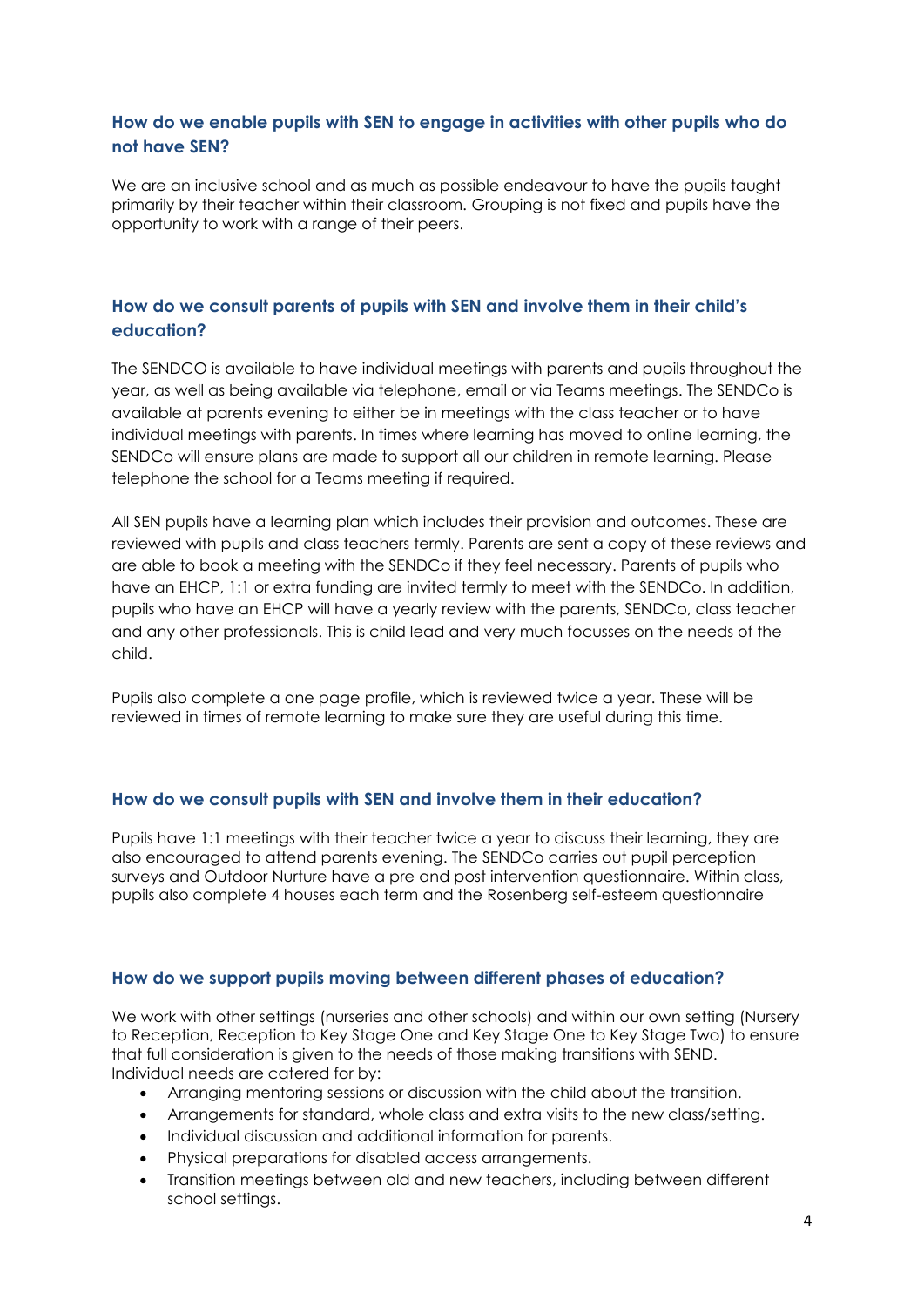## How do we enable pupils with SEN to engage in activities with other pupils who do not have SEN?

We are an inclusive school and as much as possible endeavour to have the pupils taught primarily by their teacher within their classroom. Grouping is not fixed and pupils have the opportunity to work with a range of their peers.

## How do we consult parents of pupils with SEN and involve them in their child's education?

The SENDCO is available to have individual meetings with parents and pupils throughout the year, as well as being available via telephone, email or via Teams meetings. The SENDCo is available at parents evening to either be in meetings with the class teacher or to have individual meetings with parents. In times where learning has moved to online learning, the SENDCo will ensure plans are made to support all our children in remote learning. Please telephone the school for a Teams meeting if required.

All SEN pupils have a learning plan which includes their provision and outcomes. These are reviewed with pupils and class teachers termly. Parents are sent a copy of these reviews and are able to book a meeting with the SENDCo if they feel necessary. Parents of pupils who have an EHCP, 1:1 or extra funding are invited termly to meet with the SENDCo. In addition, pupils who have an EHCP will have a yearly review with the parents, SENDCo, class teacher and any other professionals. This is child lead and very much focusses on the needs of the child.

Pupils also complete a one page profile, which is reviewed twice a year. These will be reviewed in times of remote learning to make sure they are useful during this time.

## How do we consult pupils with SEN and involve them in their education?

Pupils have 1:1 meetings with their teacher twice a year to discuss their learning, they are also encouraged to attend parents evening. The SENDCo carries out pupil perception surveys and Outdoor Nurture have a pre and post intervention questionnaire. Within class, pupils also complete 4 houses each term and the Rosenberg self-esteem questionnaire

## How do we support pupils moving between different phases of education?

We work with other settings (nurseries and other schools) and within our own setting (Nursery to Reception, Reception to Key Stage One and Key Stage One to Key Stage Two) to ensure that full consideration is given to the needs of those making transitions with SEND. Individual needs are catered for by:

- Arranging mentoring sessions or discussion with the child about the transition.
- Arrangements for standard, whole class and extra visits to the new class/setting.
- Individual discussion and additional information for parents.
- Physical preparations for disabled access arrangements.
- Transition meetings between old and new teachers, including between different school settings.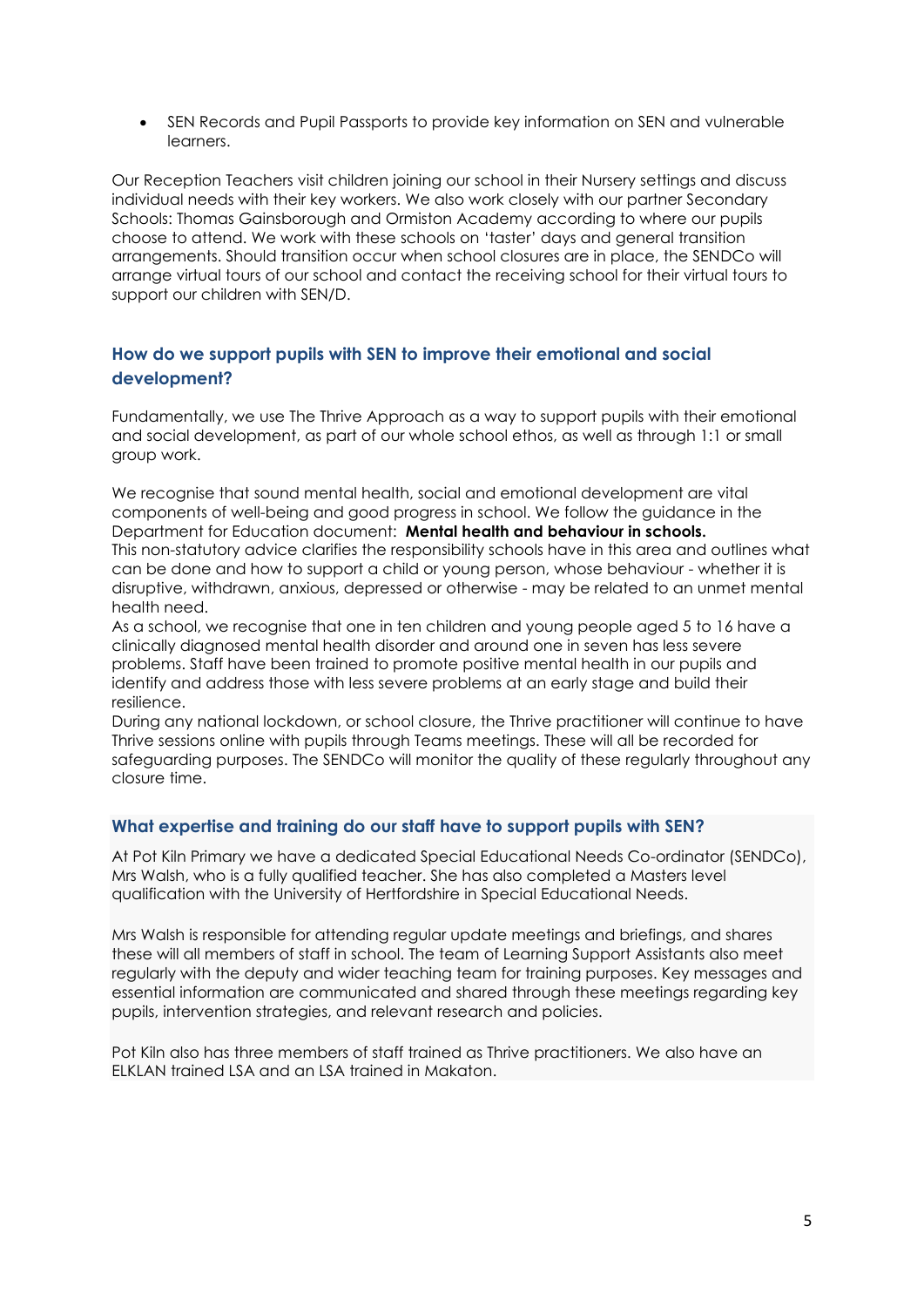- SEN Records and Pupil Passports to provide key information on SEN and vulnerable learners.

Our Reception Teachers visit children joining our school in their Nursery settings and discuss individual needs with their key workers. We also work closely with our partner Secondary Schools: Thomas Gainsborough and Ormiston Academy according to where our pupils choose to attend. We work with these schools on 'taster' days and general transition arrangements. Should transition occur when school closures are in place, the SENDCo will arrange virtual tours of our school and contact the receiving school for their virtual tours to support our children with SEN/D.

## How do we support pupils with SEN to improve their emotional and social development?

Fundamentally, we use The Thrive Approach as a way to support pupils with their emotional and social development, as part of our whole school ethos, as well as through 1:1 or small group work.

We recognise that sound mental health, social and emotional development are vital components of well-being and good progress in school. We follow the guidance in the Department for Education document: **Mental health and behaviour in schools.**
This non-statutory advice clarifies the responsibility schools have in this area and outlines what can be done and how to support a child or young person, whose behaviour - whether it is disruptive, withdrawn, anxious, depressed or otherwise - may be related to an unmet mental health need.
As a school, we recognise that one in ten children and young people aged 5 to 16 have a clinically diagnosed mental health disorder and around one in seven has less severe problems. Staff have been trained to promote positive mental health in our pupils and identify and address those with less severe problems at an early stage and build their resilience.
During any national lockdown, or school closure, the Thrive practitioner will continue to have Thrive sessions online with pupils through Teams meetings. These will all be recorded for safeguarding purposes. The SENDCo will monitor the quality of these regularly throughout any closure time.

## What expertise and training do our staff have to support pupils with SEN?

At Pot Kiln Primary we have a dedicated Special Educational Needs Co-ordinator (SENDCo), Mrs Walsh, who is a fully qualified teacher. She has also completed a Masters level qualification with the University of Hertfordshire in Special Educational Needs.

Mrs Walsh is responsible for attending regular update meetings and briefings, and shares these will all members of staff in school. The team of Learning Support Assistants also meet regularly with the deputy and wider teaching team for training purposes. Key messages and essential information are communicated and shared through these meetings regarding key pupils, intervention strategies, and relevant research and policies.

Pot Kiln also has three members of staff trained as Thrive practitioners. We also have an ELKLAN trained LSA and an LSA trained in Makaton.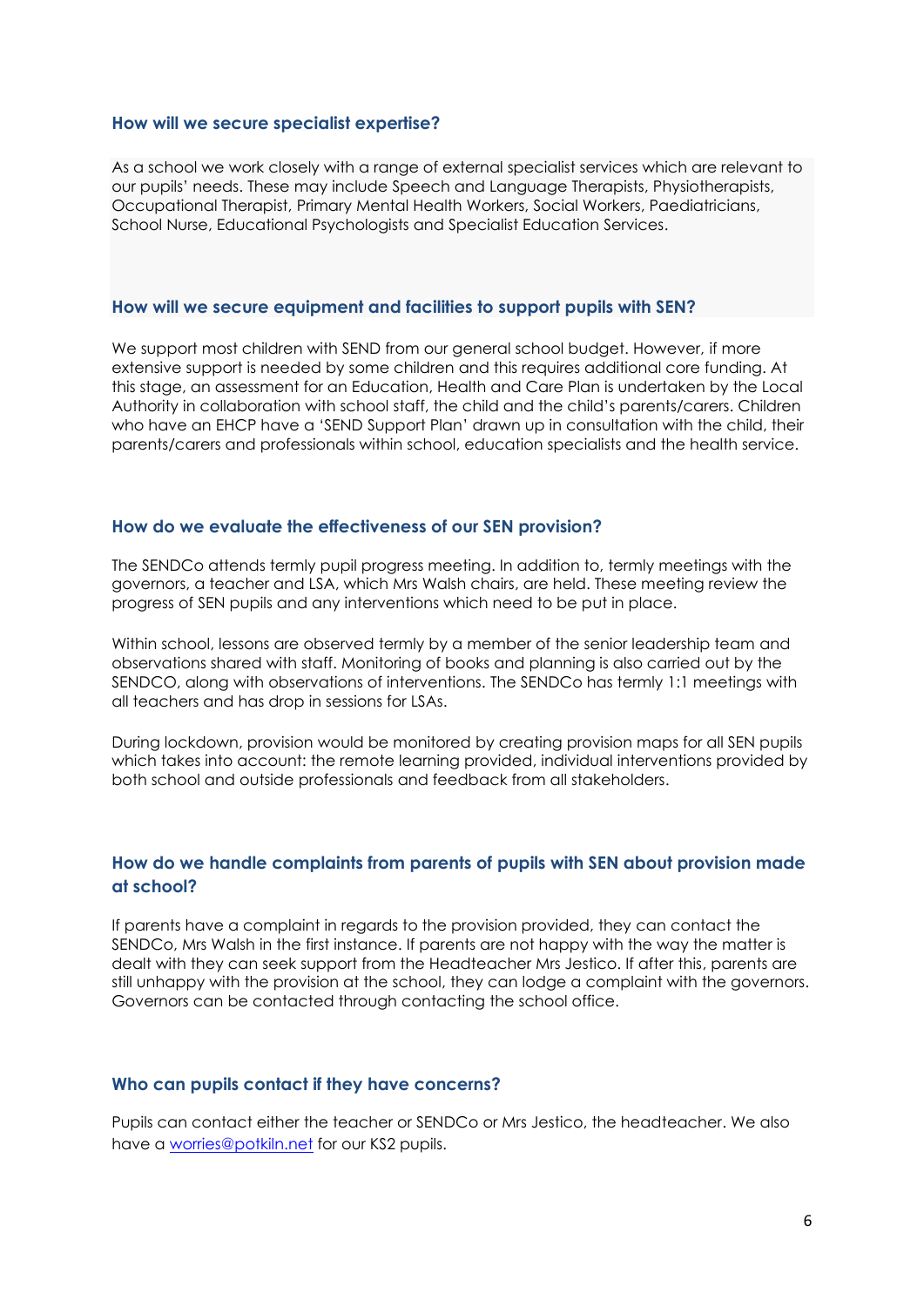### How will we secure specialist expertise?

As a school we work closely with a range of external specialist services which are relevant to our pupils' needs. These may include Speech and Language Therapists, Physiotherapists, Occupational Therapist, Primary Mental Health Workers, Social Workers, Paediatricians, School Nurse, Educational Psychologists and Specialist Education Services.

### How will we secure equipment and facilities to support pupils with SEN?

We support most children with SEND from our general school budget. However, if more extensive support is needed by some children and this requires additional core funding. At this stage, an assessment for an Education, Health and Care Plan is undertaken by the Local Authority in collaboration with school staff, the child and the child's parents/carers. Children who have an EHCP have a 'SEND Support Plan' drawn up in consultation with the child, their parents/carers and professionals within school, education specialists and the health service.

### How do we evaluate the effectiveness of our SEN provision?

The SENDCo attends termly pupil progress meeting. In addition to, termly meetings with the governors, a teacher and LSA, which Mrs Walsh chairs, are held. These meeting review the progress of SEN pupils and any interventions which need to be put in place.

Within school, lessons are observed termly by a member of the senior leadership team and observations shared with staff. Monitoring of books and planning is also carried out by the SENDCO, along with observations of interventions. The SENDCo has termly 1:1 meetings with all teachers and has drop in sessions for LSAs.

During lockdown, provision would be monitored by creating provision maps for all SEN pupils which takes into account: the remote learning provided, individual interventions provided by both school and outside professionals and feedback from all stakeholders.

### How do we handle complaints from parents of pupils with SEN about provision made at school?

If parents have a complaint in regards to the provision provided, they can contact the SENDCo, Mrs Walsh in the first instance. If parents are not happy with the way the matter is dealt with they can seek support from the Headteacher Mrs Jestico. If after this, parents are still unhappy with the provision at the school, they can lodge a complaint with the governors. Governors can be contacted through contacting the school office.

### Who can pupils contact if they have concerns?

Pupils can contact either the teacher or SENDCo or Mrs Jestico, the headteacher. We also have a worries@potkiln.net for our KS2 pupils.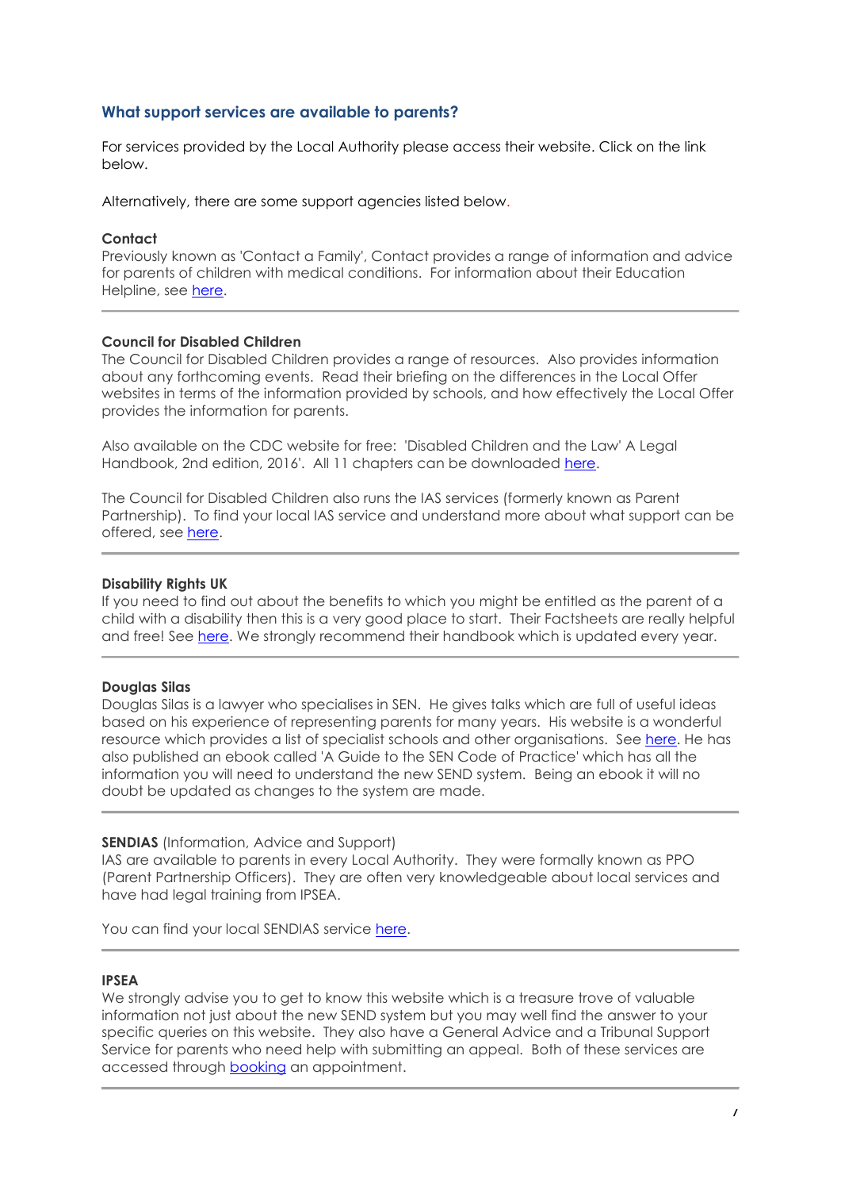## What support services are available to parents?

For services provided by the Local Authority please access their website. Click on the link below.

Alternatively, there are some support agencies listed below.

**Contact**
Previously known as 'Contact a Family', Contact provides a range of information and advice for parents of children with medical conditions. For information about their Education Helpline, see here.

---

**Council for Disabled Children**
The Council for Disabled Children provides a range of resources. Also provides information about any forthcoming events. Read their briefing on the differences in the Local Offer websites in terms of the information provided by schools, and how effectively the Local Offer provides the information for parents.

Also available on the CDC website for free: 'Disabled Children and the Law' A Legal Handbook, 2nd edition, 2016'. All 11 chapters can be downloaded here.

The Council for Disabled Children also runs the IAS services (formerly known as Parent Partnership). To find your local IAS service and understand more about what support can be offered, see here.

---

**Disability Rights UK**
If you need to find out about the benefits to which you might be entitled as the parent of a child with a disability then this is a very good place to start. Their Factsheets are really helpful and free! See here. We strongly recommend their handbook which is updated every year.

---

**Douglas Silas**
Douglas Silas is a lawyer who specialises in SEN. He gives talks which are full of useful ideas based on his experience of representing parents for many years. His website is a wonderful resource which provides a list of specialist schools and other organisations. See here. He has also published an ebook called 'A Guide to the SEN Code of Practice' which has all the information you will need to understand the new SEND system. Being an ebook it will no doubt be updated as changes to the system are made.

---

**SENDIAS** (Information, Advice and Support)
IAS are available to parents in every Local Authority. They were formally known as PPO (Parent Partnership Officers). They are often very knowledgeable about local services and have had legal training from IPSEA.

You can find your local SENDIAS service here.

---

**IPSEA**
We strongly advise you to get to know this website which is a treasure trove of valuable information not just about the new SEND system but you may well find the answer to your specific queries on this website. They also have a General Advice and a Tribunal Support Service for parents who need help with submitting an appeal. Both of these services are accessed through booking an appointment.

---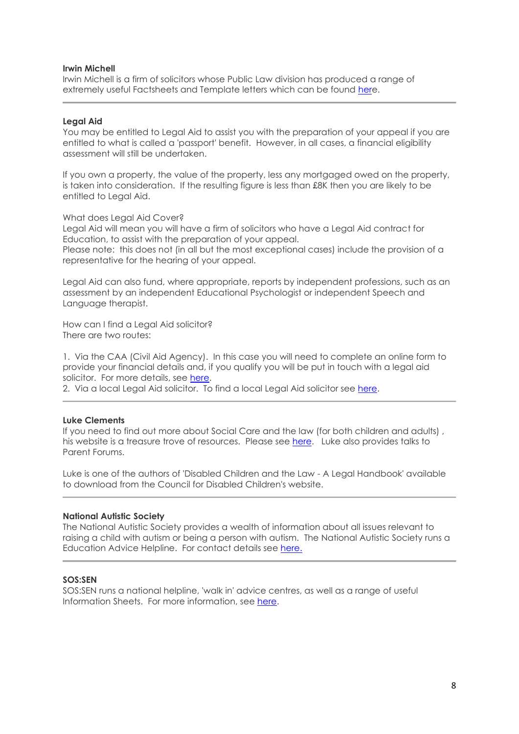**Irwin Michell**

Irwin Michell is a firm of solicitors whose Public Law division has produced a range of extremely useful Factsheets and Template letters which can be found here.

---

**Legal Aid**

You may be entitled to Legal Aid to assist you with the preparation of your appeal if you are entitled to what is called a 'passport' benefit. However, in all cases, a financial eligibility assessment will still be undertaken.

If you own a property, the value of the property, less any mortgaged owed on the property, is taken into consideration. If the resulting figure is less than £8K then you are likely to be entitled to Legal Aid.

What does Legal Aid Cover?
Legal Aid will mean you will have a firm of solicitors who have a Legal Aid contract for Education, to assist with the preparation of your appeal.
Please note: this does not (in all but the most exceptional cases) include the provision of a representative for the hearing of your appeal.

Legal Aid can also fund, where appropriate, reports by independent professions, such as an assessment by an independent Educational Psychologist or independent Speech and Language therapist.

How can I find a Legal Aid solicitor?
There are two routes:

1. Via the CAA (Civil Aid Agency). In this case you will need to complete an online form to provide your financial details and, if you qualify you will be put in touch with a legal aid solicitor. For more details, see here.
2. Via a local Legal Aid solicitor. To find a local Legal Aid solicitor see here.

---

**Luke Clements**

If you need to find out more about Social Care and the law (for both children and adults) , his website is a treasure trove of resources. Please see here. Luke also provides talks to Parent Forums.

Luke is one of the authors of 'Disabled Children and the Law - A Legal Handbook' available to download from the Council for Disabled Children's website.

---

**National Autistic Society**

The National Autistic Society provides a wealth of information about all issues relevant to raising a child with autism or being a person with autism. The National Autistic Society runs a Education Advice Helpline. For contact details see here.

---

**SOS:SEN**

SOS:SEN runs a national helpline, 'walk in' advice centres, as well as a range of useful Information Sheets. For more information, see here.